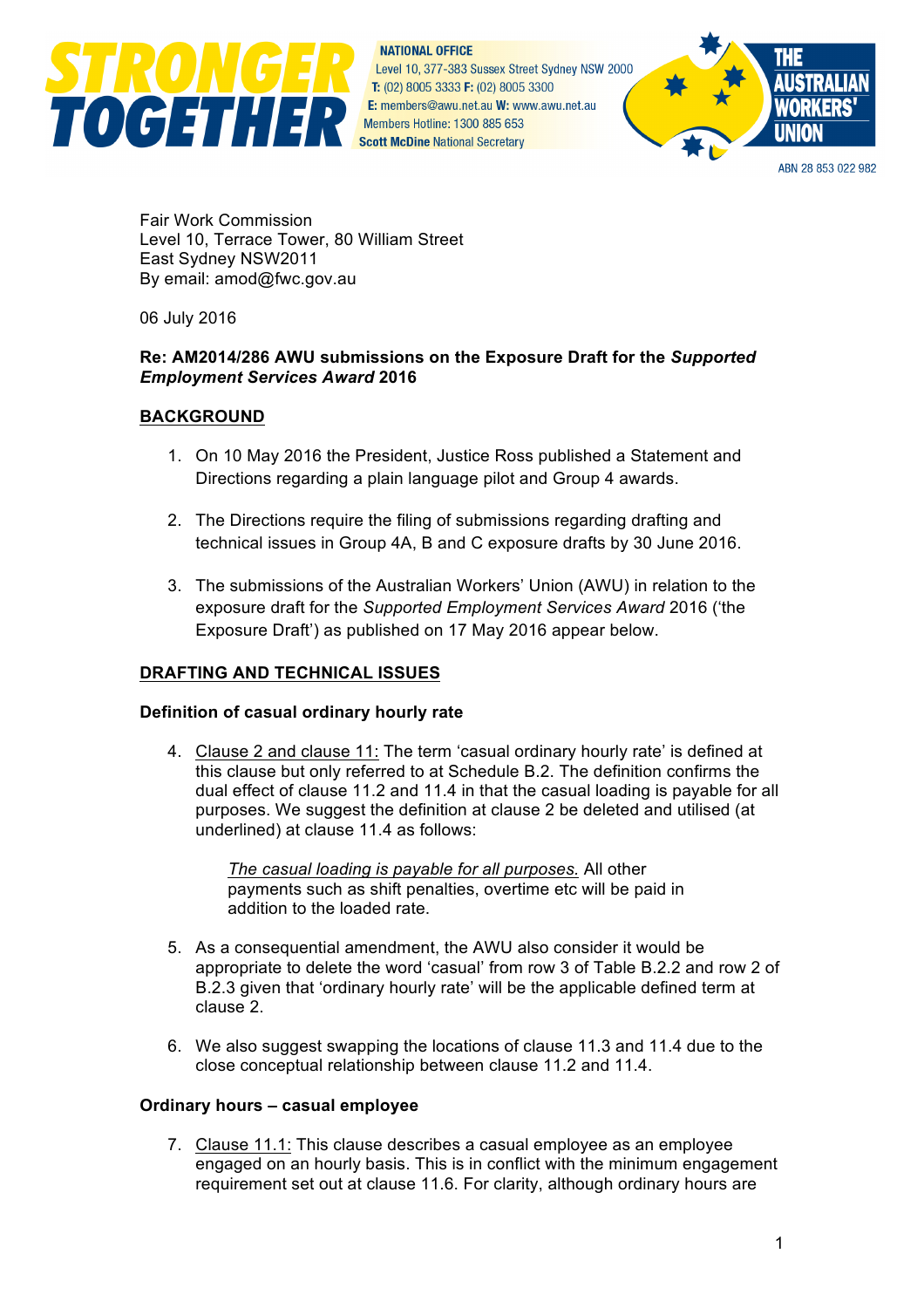STRONGER TOGETHER

NATIONAL OFFICE
Level 10, 377-383 Sussex Street Sydney NSW 2000
T: (02) 8005 3333 F: (02) 8005 3300
E: members@awu.net.au W: www.awu.net.au
Members Hotline: 1300 885 653
Scott McDine National Secretary

THE AUSTRALIAN WORKERS' UNION
ABN 28 853 022 982

Fair Work Commission
Level 10, Terrace Tower, 80 William Street
East Sydney NSW2011
By email: amod@fwc.gov.au

06 July 2016

**Re: AM2014/286 AWU submissions on the Exposure Draft for the *Supported Employment Services Award* 2016**

## BACKGROUND

1. On 10 May 2016 the President, Justice Ross published a Statement and Directions regarding a plain language pilot and Group 4 awards.

2. The Directions require the filing of submissions regarding drafting and technical issues in Group 4A, B and C exposure drafts by 30 June 2016.

3. The submissions of the Australian Workers' Union (AWU) in relation to the exposure draft for the *Supported Employment Services Award* 2016 ('the Exposure Draft') as published on 17 May 2016 appear below.

## DRAFTING AND TECHNICAL ISSUES

### Definition of casual ordinary hourly rate

4. Clause 2 and clause 11: The term 'casual ordinary hourly rate' is defined at this clause but only referred to at Schedule B.2. The definition confirms the dual effect of clause 11.2 and 11.4 in that the casual loading is payable for all purposes. We suggest the definition at clause 2 be deleted and utilised (at underlined) at clause 11.4 as follows:

   > *The casual loading is payable for all purposes.* All other payments such as shift penalties, overtime etc will be paid in addition to the loaded rate.

5. As a consequential amendment, the AWU also consider it would be appropriate to delete the word 'casual' from row 3 of Table B.2.2 and row 2 of B.2.3 given that 'ordinary hourly rate' will be the applicable defined term at clause 2.

6. We also suggest swapping the locations of clause 11.3 and 11.4 due to the close conceptual relationship between clause 11.2 and 11.4.

### Ordinary hours – casual employee

7. Clause 11.1: This clause describes a casual employee as an employee engaged on an hourly basis. This is in conflict with the minimum engagement requirement set out at clause 11.6. For clarity, although ordinary hours are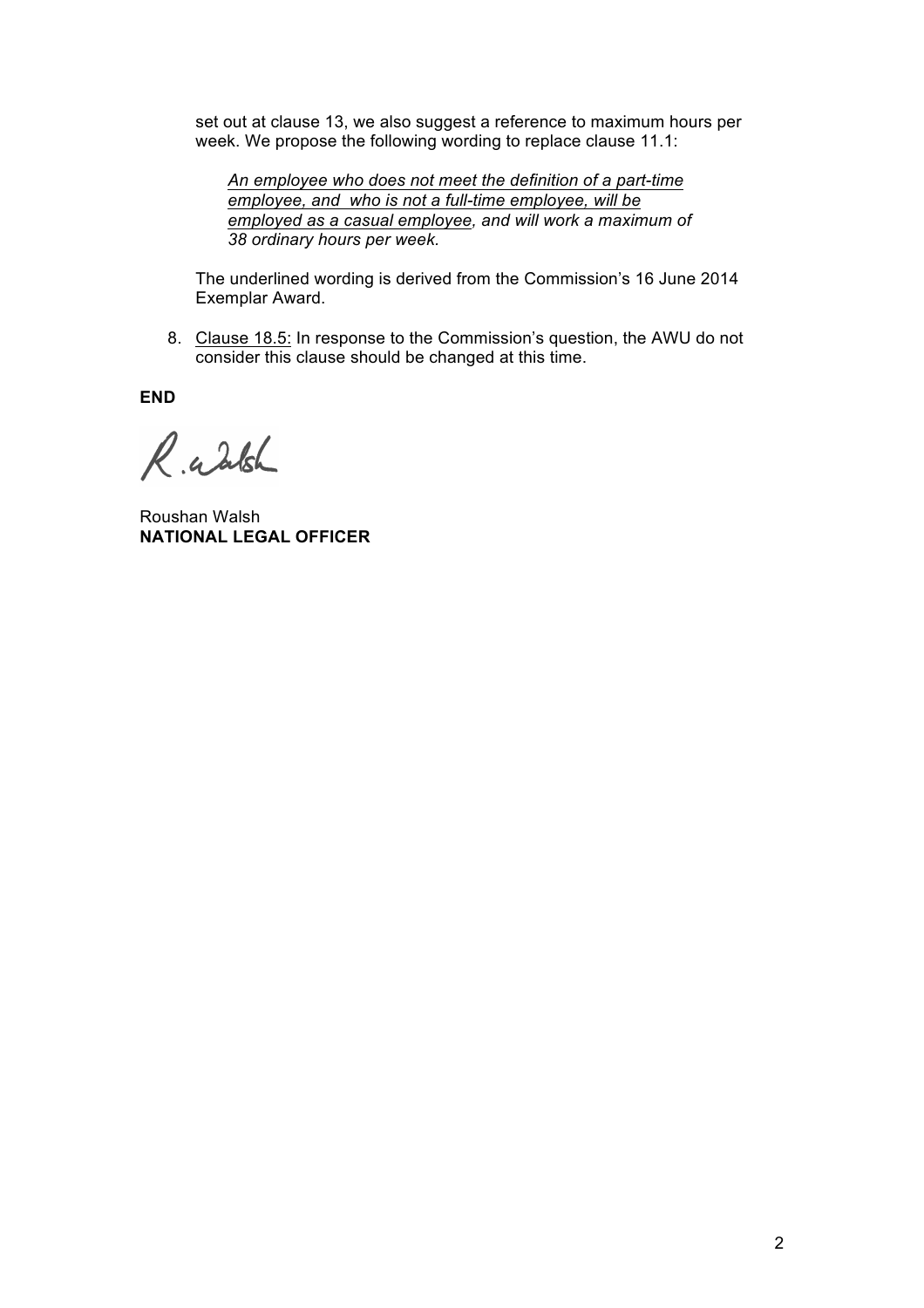set out at clause 13, we also suggest a reference to maximum hours per week. We propose the following wording to replace clause 11.1:

> *<u>An employee who does not meet the definition of a part-time employee, and who is not a full-time employee, will be employed as a casual employee</u>, and will work a maximum of 38 ordinary hours per week.*

The underlined wording is derived from the Commission's 16 June 2014 Exemplar Award.

8. <u>Clause 18.5:</u> In response to the Commission's question, the AWU do not consider this clause should be changed at this time.

**END**

R. Walsh

Roushan Walsh
**NATIONAL LEGAL OFFICER**